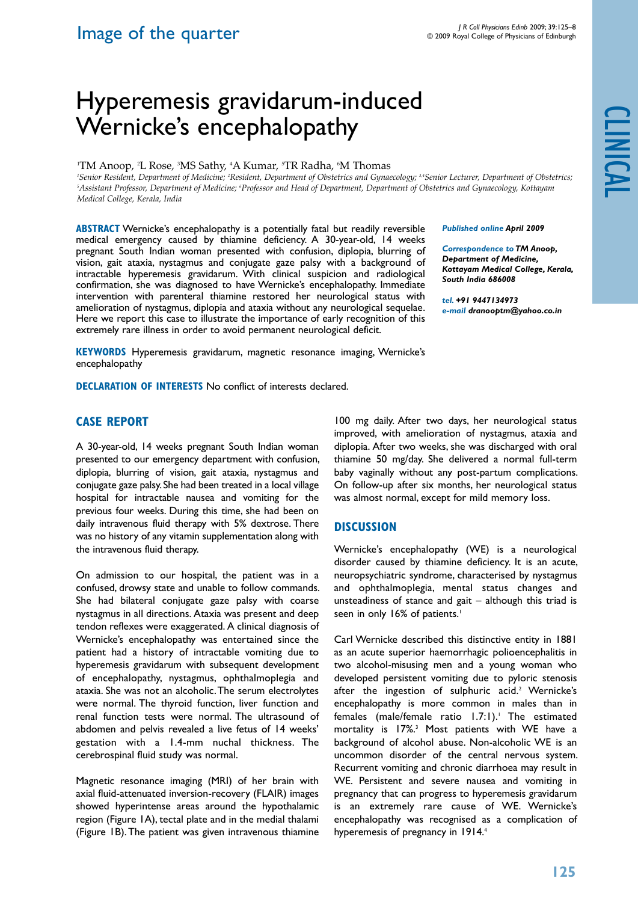Image of the quarter

# Hyperemesis gravidarum-induced Wernicke's encephalopathy

[1]TM Anoop, [2]L Rose, [3]MS Sathy, [4]A Kumar, [5]TR Radha, [6]M Thomas

[1]Senior Resident, Department of Medicine; [2]Resident, Department of Obstetrics and Gynaecology; [3,4]Senior Lecturer, Department of Obstetrics; [5]Assistant Professor, Department of Medicine; [6]Professor and Head of Department, Department of Obstetrics and Gynaecology, Kottayam Medical College, Kerala, India

**ABSTRACT** Wernicke's encephalopathy is a potentially fatal but readily reversible medical emergency caused by thiamine deficiency. A 30-year-old, 14 weeks pregnant South Indian woman presented with confusion, diplopia, blurring of vision, gait ataxia, nystagmus and conjugate gaze palsy with a background of intractable hyperemesis gravidarum. With clinical suspicion and radiological confirmation, she was diagnosed to have Wernicke's encephalopathy. Immediate intervention with parenteral thiamine restored her neurological status with amelioration of nystagmus, diplopia and ataxia without any neurological sequelae. Here we report this case to illustrate the importance of early recognition of this extremely rare illness in order to avoid permanent neurological deficit.

***Published online*** ***April 2009***

***Correspondence to*** ***TM Anoop, Department of Medicine, Kottayam Medical College, Kerala, South India 686008***

***tel.*** ***+91 9447134973***
***e-mail*** ***dranooptm@yahoo.co.in***

**KEYWORDS** Hyperemesis gravidarum, magnetic resonance imaging, Wernicke's encephalopathy

**DECLARATION OF INTERESTS** No conflict of interests declared.

## CASE REPORT

A 30-year-old, 14 weeks pregnant South Indian woman presented to our emergency department with confusion, diplopia, blurring of vision, gait ataxia, nystagmus and conjugate gaze palsy. She had been treated in a local village hospital for intractable nausea and vomiting for the previous four weeks. During this time, she had been on daily intravenous fluid therapy with 5% dextrose. There was no history of any vitamin supplementation along with the intravenous fluid therapy.

On admission to our hospital, the patient was in a confused, drowsy state and unable to follow commands. She had bilateral conjugate gaze palsy with coarse nystagmus in all directions. Ataxia was present and deep tendon reflexes were exaggerated. A clinical diagnosis of Wernicke's encephalopathy was entertained since the patient had a history of intractable vomiting due to hyperemesis gravidarum with subsequent development of encephalopathy, nystagmus, ophthalmoplegia and ataxia. She was not an alcoholic. The serum electrolytes were normal. The thyroid function, liver function and renal function tests were normal. The ultrasound of abdomen and pelvis revealed a live fetus of 14 weeks' gestation with a 1.4-mm nuchal thickness. The cerebrospinal fluid study was normal.

Magnetic resonance imaging (MRI) of her brain with axial fluid-attenuated inversion-recovery (FLAIR) images showed hyperintense areas around the hypothalamic region (Figure 1A), tectal plate and in the medial thalami (Figure 1B). The patient was given intravenous thiamine 100 mg daily. After two days, her neurological status improved, with amelioration of nystagmus, ataxia and diplopia. After two weeks, she was discharged with oral thiamine 50 mg/day. She delivered a normal full-term baby vaginally without any post-partum complications. On follow-up after six months, her neurological status was almost normal, except for mild memory loss.

## DISCUSSION

Wernicke's encephalopathy (WE) is a neurological disorder caused by thiamine deficiency. It is an acute, neuropsychiatric syndrome, characterised by nystagmus and ophthalmoplegia, mental status changes and unsteadiness of stance and gait – although this triad is seen in only 16% of patients.[1]

Carl Wernicke described this distinctive entity in 1881 as an acute superior haemorrhagic polioencephalitis in two alcohol-misusing men and a young woman who developed persistent vomiting due to pyloric stenosis after the ingestion of sulphuric acid.[2] Wernicke's encephalopathy is more common in males than in females (male/female ratio 1.7:1).[1] The estimated mortality is 17%.[3] Most patients with WE have a background of alcohol abuse. Non-alcoholic WE is an uncommon disorder of the central nervous system. Recurrent vomiting and chronic diarrhoea may result in WE. Persistent and severe nausea and vomiting in pregnancy that can progress to hyperemesis gravidarum is an extremely rare cause of WE. Wernicke's encephalopathy was recognised as a complication of hyperemesis of pregnancy in 1914.[4]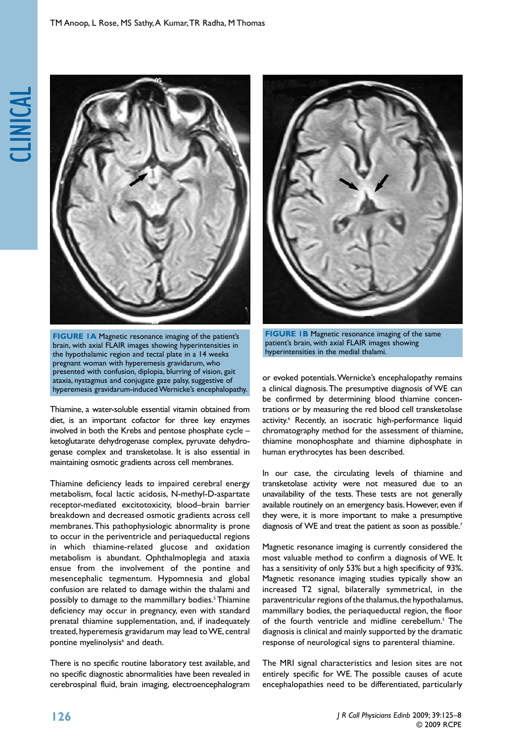FIGURE 1A Magnetic resonance imaging of the patient's brain, with axial FLAIR images showing hyperintensities in the hypothalamic region and tectal plate in a 14 weeks pregnant woman with hyperemesis gravidarum, who presented with confusion, diplopia, blurring of vision, gait ataxia, nystagmus and conjugate gaze palsy, suggestive of hyperemesis gravidarum-induced Wernicke's encephalopathy.

FIGURE 1B Magnetic resonance imaging of the same patient's brain, with axial FLAIR images showing hyperintensities in the medial thalami.

Thiamine, a water-soluble essential vitamin obtained from diet, is an important cofactor for three key enzymes involved in both the Krebs and pentose phosphate cycle – ketoglutarate dehydrogenase complex, pyruvate dehydrogenase complex and transketolase. It is also essential in maintaining osmotic gradients across cell membranes.

Thiamine deficiency leads to impaired cerebral energy metabolism, focal lactic acidosis, N-methyl-D-aspartate receptor-mediated excitotoxicity, blood–brain barrier breakdown and decreased osmotic gradients across cell membranes. This pathophysiologic abnormality is prone to occur in the periventricle and periaqueductal regions in which thiamine-related glucose and oxidation metabolism is abundant. Ophthalmoplegia and ataxia ensue from the involvement of the pontine and mesencephalic tegmentum. Hypomnesia and global confusion are related to damage within the thalami and possibly to damage to the mammillary bodies.[5] Thiamine deficiency may occur in pregnancy, even with standard prenatal thiamine supplementation, and, if inadequately treated, hyperemesis gravidarum may lead to WE, central pontine myelinolysis[6] and death.

There is no specific routine laboratory test available, and no specific diagnostic abnormalities have been revealed in cerebrospinal fluid, brain imaging, electroencephalogram or evoked potentials. Wernicke's encephalopathy remains a clinical diagnosis. The presumptive diagnosis of WE can be confirmed by determining blood thiamine concentrations or by measuring the red blood cell transketolase activity.[6] Recently, an isocratic high-performance liquid chromatography method for the assessment of thiamine, thiamine monophosphate and thiamine diphosphate in human erythrocytes has been described.

In our case, the circulating levels of thiamine and transketolase activity were not measured due to an unavailability of the tests. These tests are not generally available routinely on an emergency basis. However, even if they were, it is more important to make a presumptive diagnosis of WE and treat the patient as soon as possible.[7]

Magnetic resonance imaging is currently considered the most valuable method to confirm a diagnosis of WE. It has a sensitivity of only 53% but a high specificity of 93%. Magnetic resonance imaging studies typically show an increased T2 signal, bilaterally symmetrical, in the paraventricular regions of the thalamus, the hypothalamus, mammillary bodies, the periaqueductal region, the floor of the fourth ventricle and midline cerebellum.[5] The diagnosis is clinical and mainly supported by the dramatic response of neurological signs to parenteral thiamine.

The MRI signal characteristics and lesion sites are not entirely specific for WE. The possible causes of acute encephalopathies need to be differentiated, particularly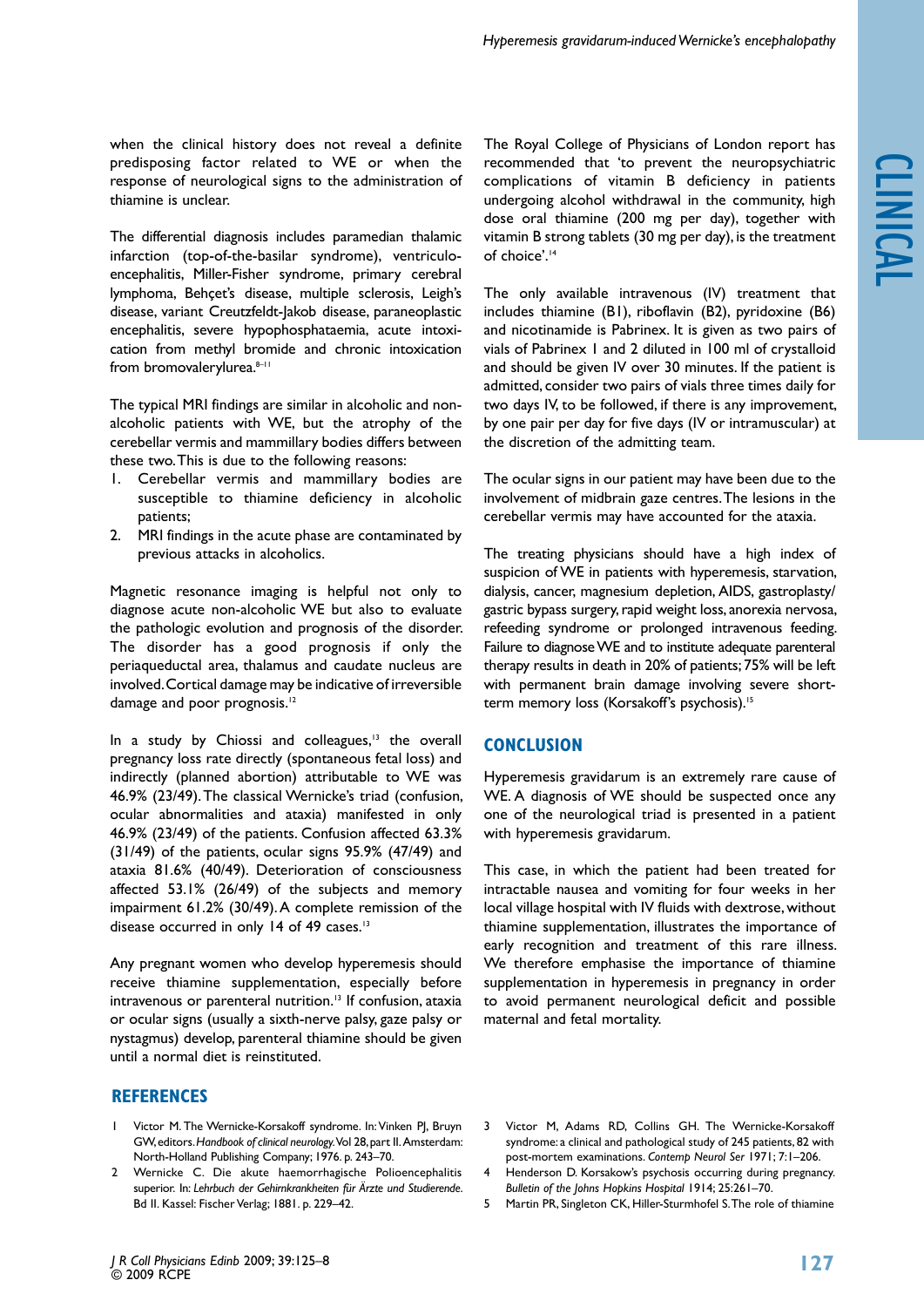when the clinical history does not reveal a definite predisposing factor related to WE or when the response of neurological signs to the administration of thiamine is unclear.

The differential diagnosis includes paramedian thalamic infarction (top-of-the-basilar syndrome), ventriculo-encephalitis, Miller-Fisher syndrome, primary cerebral lymphoma, Behçet's disease, multiple sclerosis, Leigh's disease, variant Creutzfeldt-Jakob disease, paraneoplastic encephalitis, severe hypophosphataemia, acute intoxication from methyl bromide and chronic intoxication from bromovalerylurea.[8–11]

The typical MRI findings are similar in alcoholic and non-alcoholic patients with WE, but the atrophy of the cerebellar vermis and mammillary bodies differs between these two. This is due to the following reasons:

1. Cerebellar vermis and mammillary bodies are susceptible to thiamine deficiency in alcoholic patients;
2. MRI findings in the acute phase are contaminated by previous attacks in alcoholics.

Magnetic resonance imaging is helpful not only to diagnose acute non-alcoholic WE but also to evaluate the pathologic evolution and prognosis of the disorder. The disorder has a good prognosis if only the periaqueductal area, thalamus and caudate nucleus are involved. Cortical damage may be indicative of irreversible damage and poor prognosis.[12]

In a study by Chiossi and colleagues,[13] the overall pregnancy loss rate directly (spontaneous fetal loss) and indirectly (planned abortion) attributable to WE was 46.9% (23/49). The classical Wernicke's triad (confusion, ocular abnormalities and ataxia) manifested in only 46.9% (23/49) of the patients. Confusion affected 63.3% (31/49) of the patients, ocular signs 95.9% (47/49) and ataxia 81.6% (40/49). Deterioration of consciousness affected 53.1% (26/49) of the subjects and memory impairment 61.2% (30/49). A complete remission of the disease occurred in only 14 of 49 cases.[13]

Any pregnant women who develop hyperemesis should receive thiamine supplementation, especially before intravenous or parenteral nutrition.[13] If confusion, ataxia or ocular signs (usually a sixth-nerve palsy, gaze palsy or nystagmus) develop, parenteral thiamine should be given until a normal diet is reinstituted.

The Royal College of Physicians of London report has recommended that 'to prevent the neuropsychiatric complications of vitamin B deficiency in patients undergoing alcohol withdrawal in the community, high dose oral thiamine (200 mg per day), together with vitamin B strong tablets (30 mg per day), is the treatment of choice'.[14]

The only available intravenous (IV) treatment that includes thiamine (B1), riboflavin (B2), pyridoxine (B6) and nicotinamide is Pabrinex. It is given as two pairs of vials of Pabrinex 1 and 2 diluted in 100 ml of crystalloid and should be given IV over 30 minutes. If the patient is admitted, consider two pairs of vials three times daily for two days IV, to be followed, if there is any improvement, by one pair per day for five days (IV or intramuscular) at the discretion of the admitting team.

The ocular signs in our patient may have been due to the involvement of midbrain gaze centres. The lesions in the cerebellar vermis may have accounted for the ataxia.

The treating physicians should have a high index of suspicion of WE in patients with hyperemesis, starvation, dialysis, cancer, magnesium depletion, AIDS, gastroplasty/gastric bypass surgery, rapid weight loss, anorexia nervosa, refeeding syndrome or prolonged intravenous feeding. Failure to diagnose WE and to institute adequate parenteral therapy results in death in 20% of patients; 75% will be left with permanent brain damage involving severe short-term memory loss (Korsakoff's psychosis).[15]

## CONCLUSION

Hyperemesis gravidarum is an extremely rare cause of WE. A diagnosis of WE should be suspected once any one of the neurological triad is presented in a patient with hyperemesis gravidarum.

This case, in which the patient had been treated for intractable nausea and vomiting for four weeks in her local village hospital with IV fluids with dextrose, without thiamine supplementation, illustrates the importance of early recognition and treatment of this rare illness. We therefore emphasise the importance of thiamine supplementation in hyperemesis in pregnancy in order to avoid permanent neurological deficit and possible maternal and fetal mortality.

## REFERENCES

1. Victor M. The Wernicke-Korsakoff syndrome. In: Vinken PJ, Bruyn GW, editors. *Handbook of clinical neurology.* Vol 28, part II. Amsterdam: North-Holland Publishing Company; 1976. p. 243–70.
2. Wernicke C. Die akute haemorrhagische Polioencephalitis superior. In: *Lehrbuch der Gehirnkrankheiten für Ärzte und Studierende.* Bd II. Kassel: Fischer Verlag; 1881. p. 229–42.
3. Victor M, Adams RD, Collins GH. The Wernicke-Korsakoff syndrome: a clinical and pathological study of 245 patients, 82 with post-mortem examinations. *Contemp Neurol Ser* 1971; 7:1–206.
4. Henderson D. Korsakow's psychosis occurring during pregnancy. *Bulletin of the Johns Hopkins Hospital* 1914; 25:261–70.
5. Martin PR, Singleton CK, Hiller-Sturmhofel S. The role of thiamine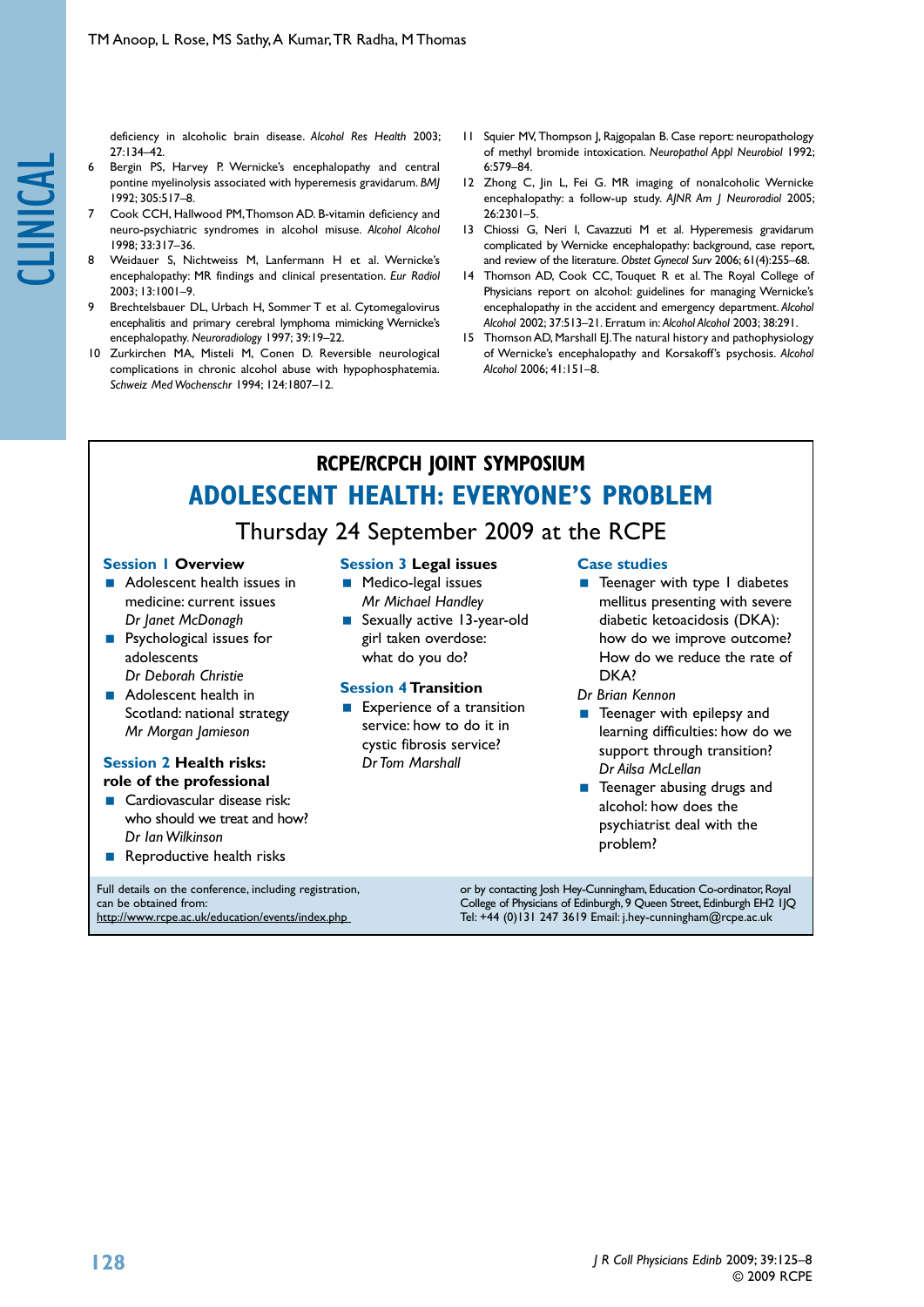deficiency in alcoholic brain disease. *Alcohol Res Health* 2003; 27:134–42.

6 Bergin PS, Harvey P. Wernicke's encephalopathy and central pontine myelinolysis associated with hyperemesis gravidarum. *BMJ* 1992; 305:517–8.

7 Cook CCH, Hallwood PM, Thomson AD. B-vitamin deficiency and neuro-psychiatric syndromes in alcohol misuse. *Alcohol Alcohol* 1998; 33:317–36.

8 Weidauer S, Nichtweiss M, Lanfermann H et al. Wernicke's encephalopathy: MR findings and clinical presentation. *Eur Radiol* 2003; 13:1001–9.

9 Brechtelsbauer DL, Urbach H, Sommer T et al. Cytomegalovirus encephalitis and primary cerebral lymphoma mimicking Wernicke's encephalopathy. *Neuroradiology* 1997; 39:19–22.

10 Zurkirchen MA, Misteli M, Conen D. Reversible neurological complications in chronic alcohol abuse with hypophosphatemia. *Schweiz Med Wochenschr* 1994; 124:1807–12.

11 Squier MV, Thompson J, Rajgopalan B. Case report: neuropathology of methyl bromide intoxication. *Neuropathol Appl Neurobiol* 1992; 6:579–84.

12 Zhong C, Jin L, Fei G. MR imaging of nonalcoholic Wernicke encephalopathy: a follow-up study. *AJNR Am J Neuroradiol* 2005; 26:2301–5.

13 Chiossi G, Neri I, Cavazzuti M et al. Hyperemesis gravidarum complicated by Wernicke encephalopathy: background, case report, and review of the literature. *Obstet Gynecol Surv* 2006; 61(4):255–68.

14 Thomson AD, Cook CC, Touquet R et al. The Royal College of Physicians report on alcohol: guidelines for managing Wernicke's encephalopathy in the accident and emergency department. *Alcohol Alcohol* 2002; 37:513–21. Erratum in: *Alcohol Alcohol* 2003; 38:291.

15 Thomson AD, Marshall EJ. The natural history and pathophysiology of Wernicke's encephalopathy and Korsakoff's psychosis. *Alcohol Alcohol* 2006; 41:151–8.

## RCPE/RCPCH JOINT SYMPOSIUM

## ADOLESCENT HEALTH: EVERYONE'S PROBLEM

### Thursday 24 September 2009 at the RCPE

**Session 1 Overview**

- Adolescent health issues in medicine: current issues
  *Dr Janet McDonagh*
- Psychological issues for adolescents
  *Dr Deborah Christie*
- Adolescent health in Scotland: national strategy
  *Mr Morgan Jamieson*

**Session 2 Health risks: role of the professional**

- Cardiovascular disease risk: who should we treat and how?
  *Dr Ian Wilkinson*
- Reproductive health risks

**Session 3 Legal issues**

- Medico-legal issues
  *Mr Michael Handley*
- Sexually active 13-year-old girl taken overdose: what do you do?

**Session 4 Transition**

- Experience of a transition service: how to do it in cystic fibrosis service?
  *Dr Tom Marshall*

**Case studies**

- Teenager with type 1 diabetes mellitus presenting with severe diabetic ketoacidosis (DKA): how do we improve outcome? How do we reduce the rate of DKA?

*Dr Brian Kennon*

- Teenager with epilepsy and learning difficulties: how do we support through transition?
  *Dr Ailsa McLellan*
- Teenager abusing drugs and alcohol: how does the psychiatrist deal with the problem?

Full details on the conference, including registration, can be obtained from: http://www.rcpe.ac.uk/education/events/index.php or by contacting Josh Hey-Cunningham, Education Co-ordinator, Royal College of Physicians of Edinburgh, 9 Queen Street, Edinburgh EH2 1JQ Tel: +44 (0)131 247 3619 Email: j.hey-cunningham@rcpe.ac.uk